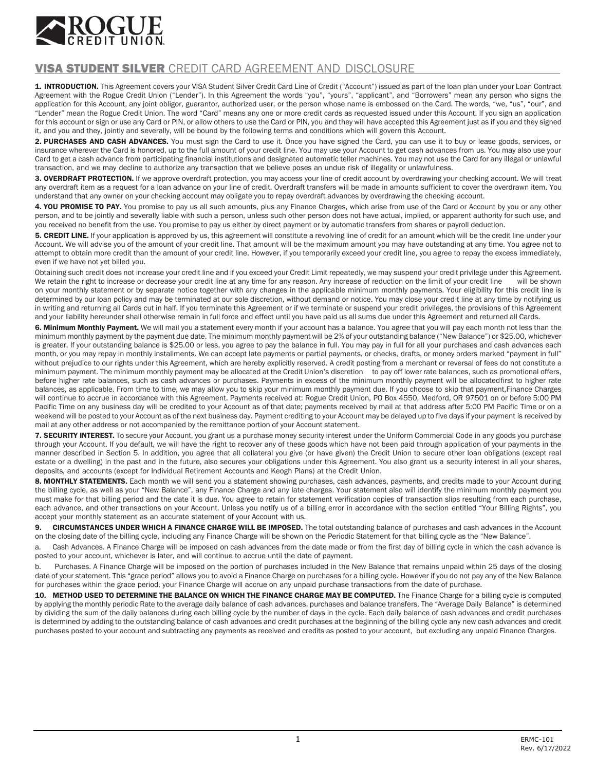ROGUE CREDIT UNION

# VISA STUDENT SILVER CREDIT CARD AGREEMENT AND DISCLOSURE

**1. INTRODUCTION.** This Agreement covers your VISA Student Silver Credit Card Line of Credit ("Account") issued as part of the loan plan under your Loan Contract Agreement with the Rogue Credit Union ("Lender"). In this Agreement the words "you", "yours", "applicant", and "Borrowers" mean any person who signs the application for this Account, any joint obligor, guarantor, authorized user, or the person whose name is embossed on the Card. The words, "we, "us", "our", and "Lender" mean the Rogue Credit Union. The word "Card" means any one or more credit cards as requested issued under this Account. If you sign an application for this account or sign or use any Card or PIN, or allow others to use the Card or PIN, you and they will have accepted this Agreement just as if you and they signed it, and you and they, jointly and severally, will be bound by the following terms and conditions which will govern this Account.

**2. PURCHASES AND CASH ADVANCES.** You must sign the Card to use it. Once you have signed the Card, you can use it to buy or lease goods, services, or insurance wherever the Card is honored, up to the full amount of your credit line. You may use your Account to get cash advances from us. You may also use your Card to get a cash advance from participating financial institutions and designated automatic teller machines. You may not use the Card for any illegal or unlawful transaction, and we may decline to authorize any transaction that we believe poses an undue risk of illegality or unlawfulness.

**3. OVERDRAFT PROTECTION.** If we approve overdraft protection, you may access your line of credit account by overdrawing your checking account. We will treat any overdraft item as a request for a loan advance on your line of credit. Overdraft transfers will be made in amounts sufficient to cover the overdrawn item. You understand that any owner on your checking account may obligate you to repay overdraft advances by overdrawing the checking account.

**4. YOU PROMISE TO PAY.** You promise to pay us all such amounts, plus any Finance Charges, which arise from use of the Card or Account by you or any other person, and to be jointly and severally liable with such a person, unless such other person does not have actual, implied, or apparent authority for such use, and you received no benefit from the use. You promise to pay us either by direct payment or by automatic transfers from shares or payroll deduction.

**5. CREDIT LINE.** If your application is approved by us, this agreement will constitute a revolving line of credit for an amount which will be the credit line under your Account. We will advise you of the amount of your credit line. That amount will be the maximum amount you may have outstanding at any time. You agree not to attempt to obtain more credit than the amount of your credit line. However, if you temporarily exceed your credit line, you agree to repay the excess immediately, even if we have not yet billed you.

Obtaining such credit does not increase your credit line and if you exceed your Credit Limit repeatedly, we may suspend your credit privilege under this Agreement. We retain the right to increase or decrease your credit line at any time for any reason. Any increase of reduction on the limit of your credit line will be shown on your monthly statement or by separate notice together with any changes in the applicable minimum monthly payments. Your eligibility for this credit line is determined by our loan policy and may be terminated at our sole discretion, without demand or notice. You may close your credit line at any time by notifying us in writing and returning all Cards cut in half. If you terminate this Agreement or if we terminate or suspend your credit privileges, the provisions of this Agreement and your liability hereunder shall otherwise remain in full force and effect until you have paid us all sums due under this Agreement and returned all Cards.

**6. Minimum Monthly Payment.** We will mail you a statement every month if your account has a balance. You agree that you will pay each month not less than the minimum monthly payment by the payment due date. The minimum monthly payment will be 2% of your outstanding balance ("New Balance") or $25.00, whichever is greater. If your outstanding balance is $25.00 or less, you agree to pay the balance in full. You may pay in full for all your purchases and cash advances each month, or you may repay in monthly installments. We can accept late payments or partial payments, or checks, drafts, or money orders marked "payment in full" without prejudice to our rights under this Agreement, which are hereby explicitly reserved. A credit posting from a merchant or reversal of fees do not constitute a minimum payment. The minimum monthly payment may be allocated at the Credit Union's discretion to pay off lower rate balances, such as promotional offers, before higher rate balances, such as cash advances or purchases. Payments in excess of the minimum monthly payment will be allocatedfirst to higher rate balances, as applicable. From time to time, we may allow you to skip your minimum monthly payment due. If you choose to skip that payment,Finance Charges will continue to accrue in accordance with this Agreement. Payments received at: Rogue Credit Union, PO Box 4550, Medford, OR 97501 on or before 5:00 PM Pacific Time on any business day will be credited to your Account as of that date; payments received by mail at that address after 5:00 PM Pacific Time or on a weekend will be posted to your Account as of the next business day. Payment crediting to your Account may be delayed up to five days if your payment is received by mail at any other address or not accompanied by the remittance portion of your Account statement.

**7. SECURITY INTEREST.** To secure your Account, you grant us a purchase money security interest under the Uniform Commercial Code in any goods you purchase through your Account. If you default, we will have the right to recover any of these goods which have not been paid through application of your payments in the manner described in Section 5. In addition, you agree that all collateral you give (or have given) the Credit Union to secure other loan obligations (except real estate or a dwelling) in the past and in the future, also secures your obligations under this Agreement. You also grant us a security interest in all your shares, deposits, and accounts (except for Individual Retirement Accounts and Keogh Plans) at the Credit Union.

**8. MONTHLY STATEMENTS.** Each month we will send you a statement showing purchases, cash advances, payments, and credits made to your Account during the billing cycle, as well as your "New Balance", any Finance Charge and any late charges. Your statement also will identify the minimum monthly payment you must make for that billing period and the date it is due. You agree to retain for statement verification copies of transaction slips resulting from each purchase, each advance, and other transactions on your Account. Unless you notify us of a billing error in accordance with the section entitled "Your Billing Rights", you accept your monthly statement as an accurate statement of your Account with us.

**9. CIRCUMSTANCES UNDER WHICH A FINANCE CHARGE WILL BE IMPOSED.** The total outstanding balance of purchases and cash advances in the Account on the closing date of the billing cycle, including any Finance Charge will be shown on the Periodic Statement for that billing cycle as the "New Balance".

a. Cash Advances. A Finance Charge will be imposed on cash advances from the date made or from the first day of billing cycle in which the cash advance is posted to your account, whichever is later, and will continue to accrue until the date of payment.

b. Purchases. A Finance Charge will be imposed on the portion of purchases included in the New Balance that remains unpaid within 25 days of the closing date of your statement. This "grace period" allows you to avoid a Finance Charge on purchases for a billing cycle. However if you do not pay any of the New Balance for purchases within the grace period, your Finance Charge will accrue on any unpaid purchase transactions from the date of purchase.

**10. METHOD USED TO DETERMINE THE BALANCE ON WHICH THE FINANCE CHARGE MAY BE COMPUTED.** The Finance Charge for a billing cycle is computed by applying the monthly periodic Rate to the average daily balance of cash advances, purchases and balance transfers. The "Average Daily Balance" is determined by dividing the sum of the daily balances during each billing cycle by the number of days in the cycle. Each daily balance of cash advances and credit purchases is determined by adding to the outstanding balance of cash advances and credit purchases at the beginning of the billing cycle any new cash advances and credit purchases posted to your account and subtracting any payments as received and credits as posted to your account, but excluding any unpaid Finance Charges.

ERMC-101
Rev. 6/17/2022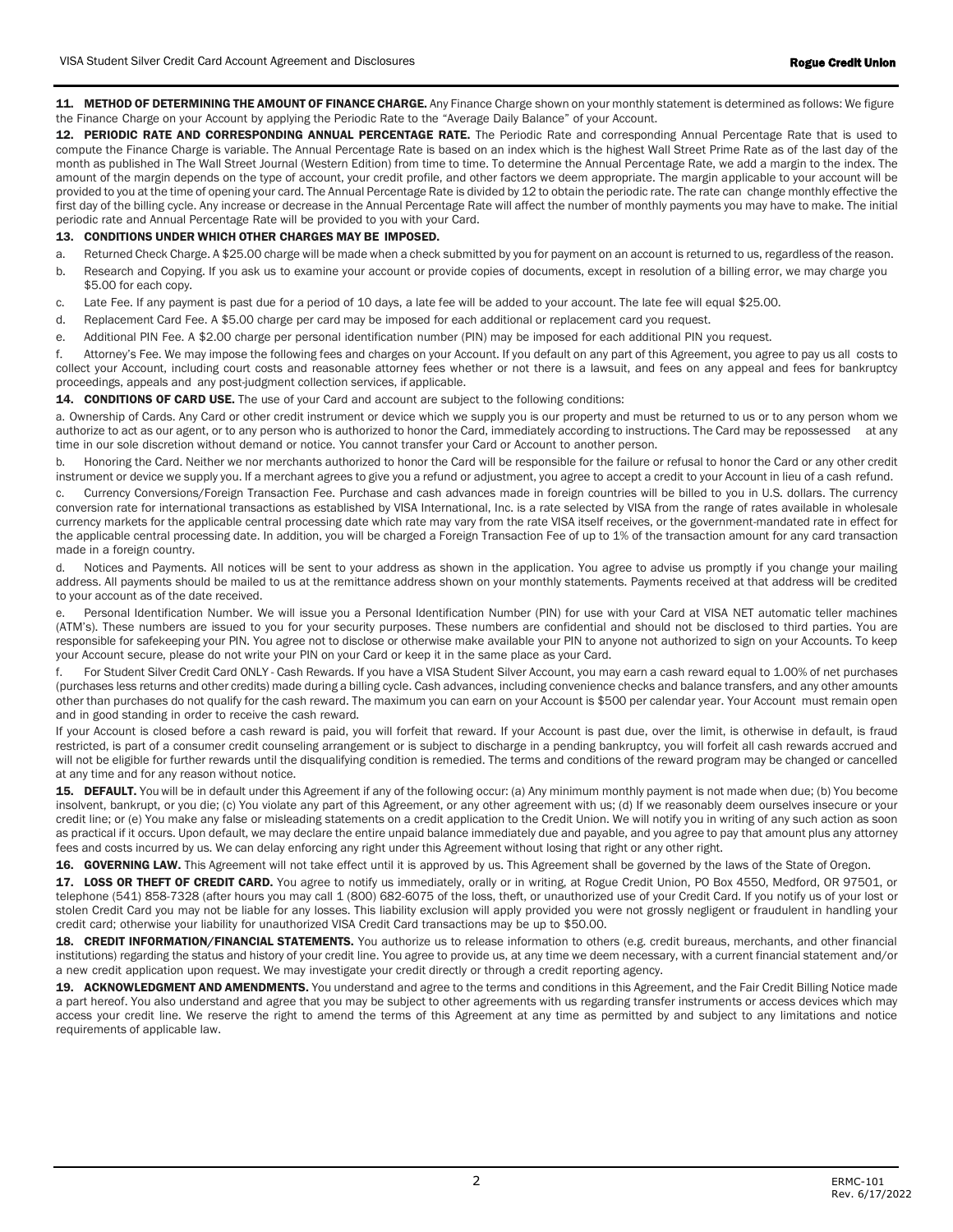**11. METHOD OF DETERMINING THE AMOUNT OF FINANCE CHARGE.** Any Finance Charge shown on your monthly statement is determined as follows: We figure the Finance Charge on your Account by applying the Periodic Rate to the "Average Daily Balance" of your Account.

**12. PERIODIC RATE AND CORRESPONDING ANNUAL PERCENTAGE RATE.** The Periodic Rate and corresponding Annual Percentage Rate that is used to compute the Finance Charge is variable. The Annual Percentage Rate is based on an index which is the highest Wall Street Prime Rate as of the last day of the month as published in The Wall Street Journal (Western Edition) from time to time. To determine the Annual Percentage Rate, we add a margin to the index. The amount of the margin depends on the type of account, your credit profile, and other factors we deem appropriate. The margin applicable to your account will be provided to you at the time of opening your card. The Annual Percentage Rate is divided by 12 to obtain the periodic rate. The rate can change monthly effective the first day of the billing cycle. Any increase or decrease in the Annual Percentage Rate will affect the number of monthly payments you may have to make. The initial periodic rate and Annual Percentage Rate will be provided to you with your Card.

**13. CONDITIONS UNDER WHICH OTHER CHARGES MAY BE IMPOSED.**

a. Returned Check Charge. A $25.00 charge will be made when a check submitted by you for payment on an account is returned to us, regardless of the reason.

b. Research and Copying. If you ask us to examine your account or provide copies of documents, except in resolution of a billing error, we may charge you $5.00 for each copy.

c. Late Fee. If any payment is past due for a period of 10 days, a late fee will be added to your account. The late fee will equal $25.00.

d. Replacement Card Fee. A $5.00 charge per card may be imposed for each additional or replacement card you request.

e. Additional PIN Fee. A $2.00 charge per personal identification number (PIN) may be imposed for each additional PIN you request.

f. Attorney's Fee. We may impose the following fees and charges on your Account. If you default on any part of this Agreement, you agree to pay us all costs to collect your Account, including court costs and reasonable attorney fees whether or not there is a lawsuit, and fees on any appeal and fees for bankruptcy proceedings, appeals and any post-judgment collection services, if applicable.

**14. CONDITIONS OF CARD USE.** The use of your Card and account are subject to the following conditions:

a. Ownership of Cards. Any Card or other credit instrument or device which we supply you is our property and must be returned to us or to any person whom we authorize to act as our agent, or to any person who is authorized to honor the Card, immediately according to instructions. The Card may be repossessed at any time in our sole discretion without demand or notice. You cannot transfer your Card or Account to another person.

b. Honoring the Card. Neither we nor merchants authorized to honor the Card will be responsible for the failure or refusal to honor the Card or any other credit instrument or device we supply you. If a merchant agrees to give you a refund or adjustment, you agree to accept a credit to your Account in lieu of a cash refund.

c. Currency Conversions/Foreign Transaction Fee. Purchase and cash advances made in foreign countries will be billed to you in U.S. dollars. The currency conversion rate for international transactions as established by VISA International, Inc. is a rate selected by VISA from the range of rates available in wholesale currency markets for the applicable central processing date which rate may vary from the rate VISA itself receives, or the government-mandated rate in effect for the applicable central processing date. In addition, you will be charged a Foreign Transaction Fee of up to 1% of the transaction amount for any card transaction made in a foreign country.

d. Notices and Payments. All notices will be sent to your address as shown in the application. You agree to advise us promptly if you change your mailing address. All payments should be mailed to us at the remittance address shown on your monthly statements. Payments received at that address will be credited to your account as of the date received.

e. Personal Identification Number. We will issue you a Personal Identification Number (PIN) for use with your Card at VISA NET automatic teller machines (ATM's). These numbers are issued to you for your security purposes. These numbers are confidential and should not be disclosed to third parties. You are responsible for safekeeping your PIN. You agree not to disclose or otherwise make available your PIN to anyone not authorized to sign on your Accounts. To keep your Account secure, please do not write your PIN on your Card or keep it in the same place as your Card.

f. For Student Silver Credit Card ONLY - Cash Rewards. If you have a VISA Student Silver Account, you may earn a cash reward equal to 1.00% of net purchases (purchases less returns and other credits) made during a billing cycle. Cash advances, including convenience checks and balance transfers, and any other amounts other than purchases do not qualify for the cash reward. The maximum you can earn on your Account is $500 per calendar year. Your Account must remain open and in good standing in order to receive the cash reward.

If your Account is closed before a cash reward is paid, you will forfeit that reward. If your Account is past due, over the limit, is otherwise in default, is fraud restricted, is part of a consumer credit counseling arrangement or is subject to discharge in a pending bankruptcy, you will forfeit all cash rewards accrued and will not be eligible for further rewards until the disqualifying condition is remedied. The terms and conditions of the reward program may be changed or cancelled at any time and for any reason without notice.

**15. DEFAULT.** You will be in default under this Agreement if any of the following occur: (a) Any minimum monthly payment is not made when due; (b) You become insolvent, bankrupt, or you die; (c) You violate any part of this Agreement, or any other agreement with us; (d) If we reasonably deem ourselves insecure or your credit line; or (e) You make any false or misleading statements on a credit application to the Credit Union. We will notify you in writing of any such action as soon as practical if it occurs. Upon default, we may declare the entire unpaid balance immediately due and payable, and you agree to pay that amount plus any attorney fees and costs incurred by us. We can delay enforcing any right under this Agreement without losing that right or any other right.

**16. GOVERNING LAW.** This Agreement will not take effect until it is approved by us. This Agreement shall be governed by the laws of the State of Oregon.

**17. LOSS OR THEFT OF CREDIT CARD.** You agree to notify us immediately, orally or in writing, at Rogue Credit Union, PO Box 4550, Medford, OR 97501, or telephone (541) 858-7328 (after hours you may call 1 (800) 682-6075 of the loss, theft, or unauthorized use of your Credit Card. If you notify us of your lost or stolen Credit Card you may not be liable for any losses. This liability exclusion will apply provided you were not grossly negligent or fraudulent in handling your credit card; otherwise your liability for unauthorized VISA Credit Card transactions may be up to $50.00.

**18. CREDIT INFORMATION/FINANCIAL STATEMENTS.** You authorize us to release information to others (e.g. credit bureaus, merchants, and other financial institutions) regarding the status and history of your credit line. You agree to provide us, at any time we deem necessary, with a current financial statement and/or a new credit application upon request. We may investigate your credit directly or through a credit reporting agency.

**19. ACKNOWLEDGMENT AND AMENDMENTS.** You understand and agree to the terms and conditions in this Agreement, and the Fair Credit Billing Notice made a part hereof. You also understand and agree that you may be subject to other agreements with us regarding transfer instruments or access devices which may access your credit line. We reserve the right to amend the terms of this Agreement at any time as permitted by and subject to any limitations and notice requirements of applicable law.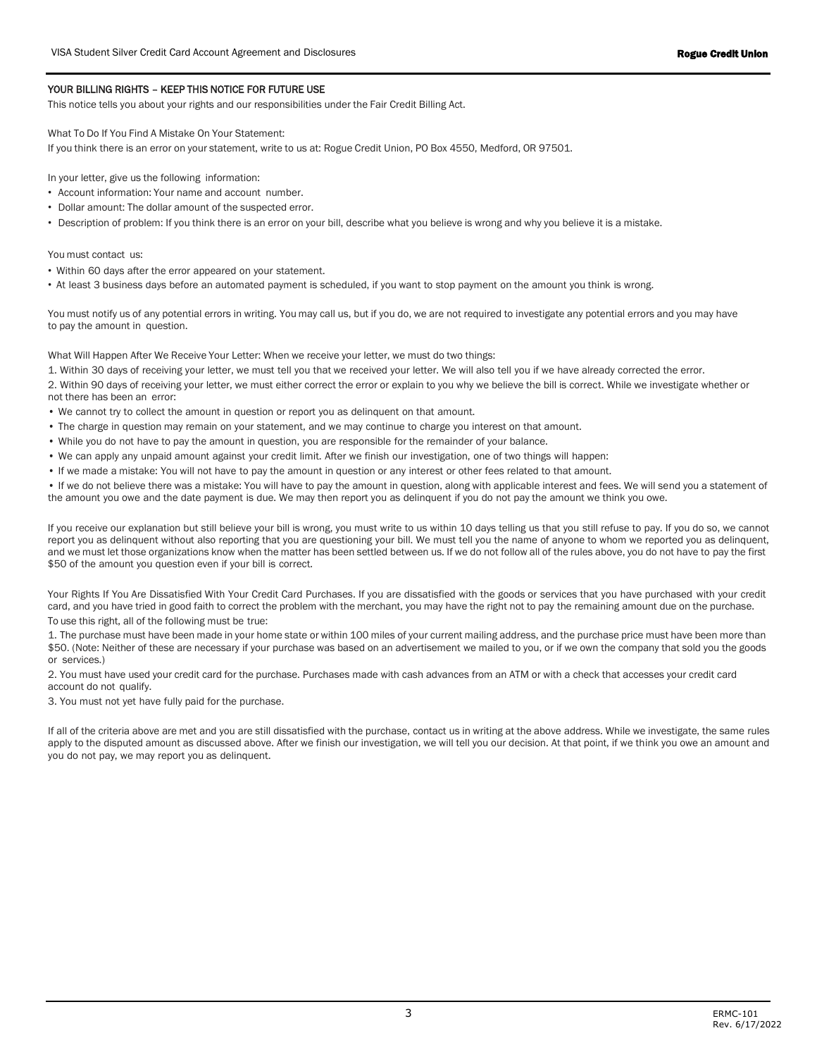## YOUR BILLING RIGHTS – KEEP THIS NOTICE FOR FUTURE USE

This notice tells you about your rights and our responsibilities under the Fair Credit Billing Act.

What To Do If You Find A Mistake On Your Statement:

If you think there is an error on your statement, write to us at: Rogue Credit Union, PO Box 4550, Medford, OR 97501.

In your letter, give us the following information:

- Account information: Your name and account number.
- Dollar amount: The dollar amount of the suspected error.
- Description of problem: If you think there is an error on your bill, describe what you believe is wrong and why you believe it is a mistake.

You must contact us:

- Within 60 days after the error appeared on your statement.
- At least 3 business days before an automated payment is scheduled, if you want to stop payment on the amount you think is wrong.

You must notify us of any potential errors in writing. You may call us, but if you do, we are not required to investigate any potential errors and you may have to pay the amount in question.

What Will Happen After We Receive Your Letter: When we receive your letter, we must do two things:

1. Within 30 days of receiving your letter, we must tell you that we received your letter. We will also tell you if we have already corrected the error.
2. Within 90 days of receiving your letter, we must either correct the error or explain to you why we believe the bill is correct. While we investigate whether or not there has been an error:

- We cannot try to collect the amount in question or report you as delinquent on that amount.
- The charge in question may remain on your statement, and we may continue to charge you interest on that amount.
- While you do not have to pay the amount in question, you are responsible for the remainder of your balance.
- We can apply any unpaid amount against your credit limit. After we finish our investigation, one of two things will happen:
- If we made a mistake: You will not have to pay the amount in question or any interest or other fees related to that amount.
- If we do not believe there was a mistake: You will have to pay the amount in question, along with applicable interest and fees. We will send you a statement of the amount you owe and the date payment is due. We may then report you as delinquent if you do not pay the amount we think you owe.

If you receive our explanation but still believe your bill is wrong, you must write to us within 10 days telling us that you still refuse to pay. If you do so, we cannot report you as delinquent without also reporting that you are questioning your bill. We must tell you the name of anyone to whom we reported you as delinquent, and we must let those organizations know when the matter has been settled between us. If we do not follow all of the rules above, you do not have to pay the first $50 of the amount you question even if your bill is correct.

Your Rights If You Are Dissatisfied With Your Credit Card Purchases. If you are dissatisfied with the goods or services that you have purchased with your credit card, and you have tried in good faith to correct the problem with the merchant, you may have the right not to pay the remaining amount due on the purchase.

To use this right, all of the following must be true:

1. The purchase must have been made in your home state or within 100 miles of your current mailing address, and the purchase price must have been more than $50. (Note: Neither of these are necessary if your purchase was based on an advertisement we mailed to you, or if we own the company that sold you the goods or services.)
2. You must have used your credit card for the purchase. Purchases made with cash advances from an ATM or with a check that accesses your credit card account do not qualify.
3. You must not yet have fully paid for the purchase.

If all of the criteria above are met and you are still dissatisfied with the purchase, contact us in writing at the above address. While we investigate, the same rules apply to the disputed amount as discussed above. After we finish our investigation, we will tell you our decision. At that point, if we think you owe an amount and you do not pay, we may report you as delinquent.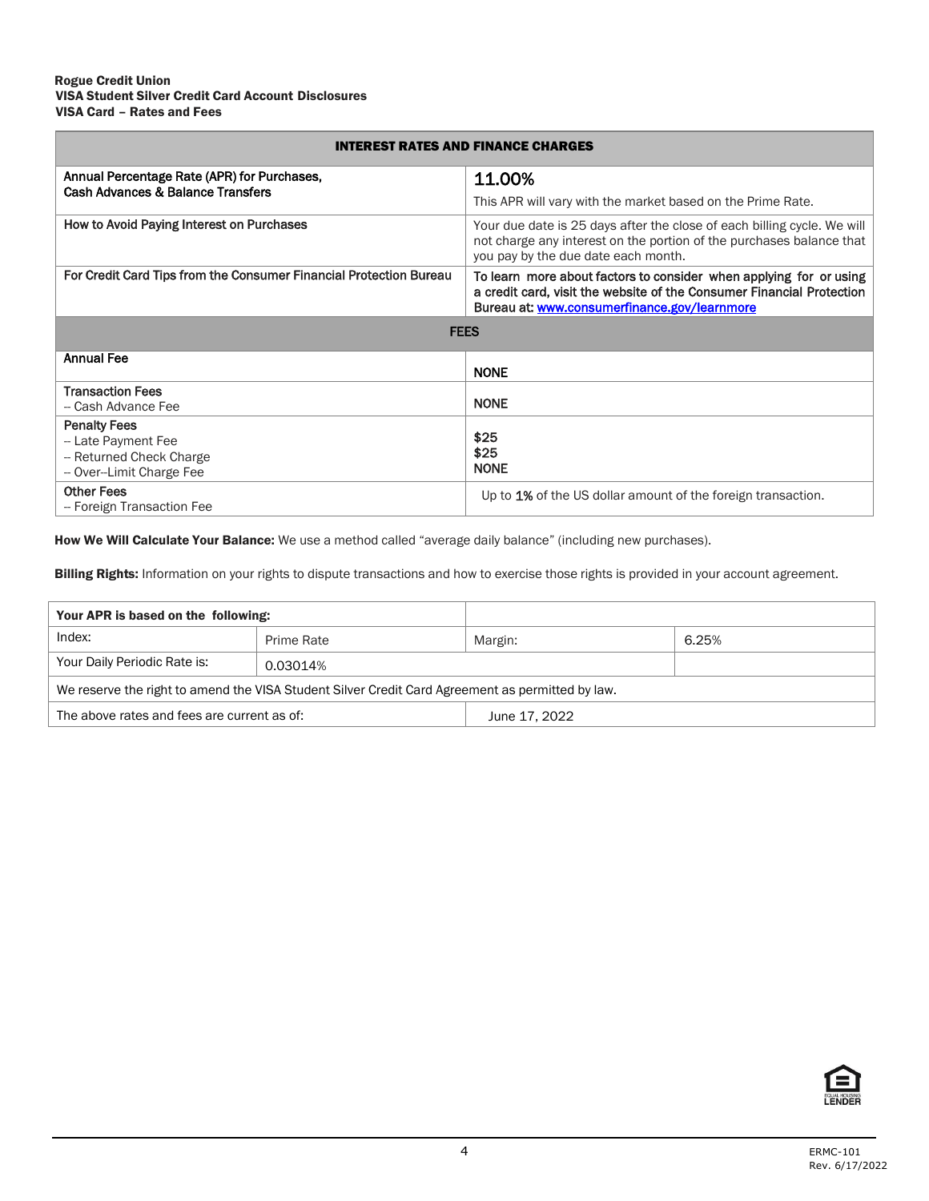**Rogue Credit Union**
**VISA Student Silver Credit Card Account Disclosures**
**VISA Card – Rates and Fees**

| **INTEREST RATES AND FINANCE CHARGES** | |
|---|---|
| Annual Percentage Rate (APR) for Purchases, Cash Advances & Balance Transfers | **11.00%**<br>This APR will vary with the market based on the Prime Rate. |
| How to Avoid Paying Interest on Purchases | Your due date is 25 days after the close of each billing cycle. We will not charge any interest on the portion of the purchases balance that you pay by the due date each month. |
| For Credit Card Tips from the Consumer Financial Protection Bureau | To learn more about factors to consider when applying for or using a credit card, visit the website of the Consumer Financial Protection Bureau at: www.consumerfinance.gov/learnmore |
| **FEES** | |
| **Annual Fee** | **NONE** |
| **Transaction Fees**<br>– Cash Advance Fee | **NONE** |
| **Penalty Fees**<br>– Late Payment Fee<br>– Returned Check Charge<br>– Over-Limit Charge Fee | **$25**<br>**$25**<br>**NONE** |
| **Other Fees**<br>– Foreign Transaction Fee | Up to **1%** of the US dollar amount of the foreign transaction. |

**How We Will Calculate Your Balance:** We use a method called "average daily balance" (including new purchases).

**Billing Rights:** Information on your rights to dispute transactions and how to exercise those rights is provided in your account agreement.

| **Your APR is based on the following:** | | | |
|---|---|---|---|
| Index: | Prime Rate | Margin: | 6.25% |
| Your Daily Periodic Rate is: | 0.03014% | | |
| We reserve the right to amend the VISA Student Silver Credit Card Agreement as permitted by law. | | | |
| The above rates and fees are current as of: | | June 17, 2022 | |

ERMC-101
Rev. 6/17/2022